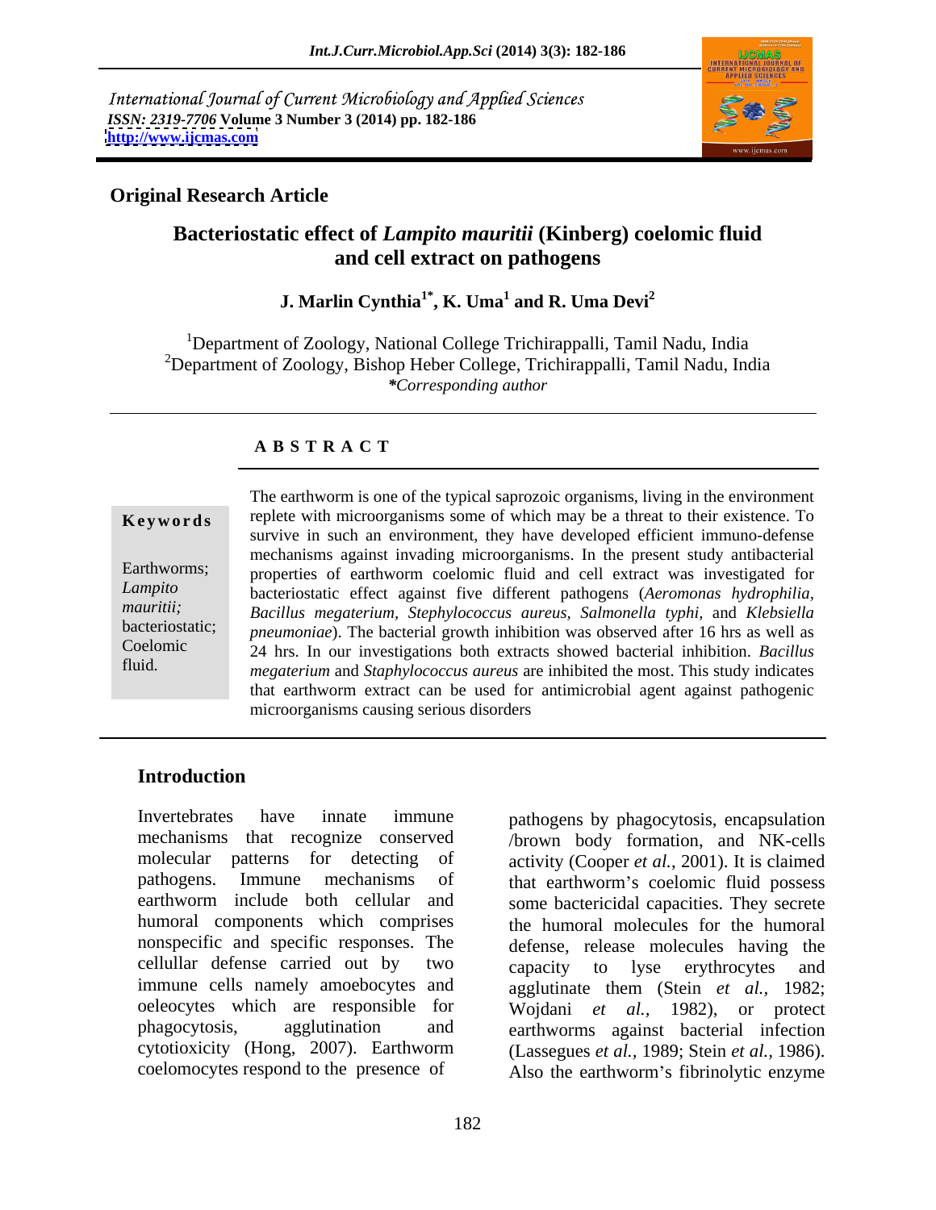International Journal of Current Microbiology and Applied Sciences
*ISSN: 2319-7706* **Volume 3 Number 3 (2014) pp. 182-186**
**http://www.ijcmas.com**

**Original Research Article**

# Bacteriostatic effect of *Lampito mauritii* (Kinberg) coelomic fluid and cell extract on pathogens

**J. Marlin Cynthia[1*], K. Uma[1] and R. Uma Devi[2]**

[1]Department of Zoology, National College Trichirappalli, Tamil Nadu, India
[2]Department of Zoology, Bishop Heber College, Trichirappalli, Tamil Nadu, India
**\***Corresponding author

## A B S T R A C T

**Keywords**

Earthworms; *Lampito mauritii;* bacteriostatic; Coelomic fluid.

The earthworm is one of the typical saprozoic organisms, living in the environment replete with microorganisms some of which may be a threat to their existence. To survive in such an environment, they have developed efficient immuno-defense mechanisms against invading microorganisms. In the present study antibacterial properties of earthworm coelomic fluid and cell extract was investigated for bacteriostatic effect against five different pathogens (*Aeromonas hydrophilia, Bacillus megaterium, Stephylococcus aureus, Salmonella typhi,* and *Klebsiella pneumoniae*). The bacterial growth inhibition was observed after 16 hrs as well as 24 hrs. In our investigations both extracts showed bacterial inhibition. *Bacillus megaterium* and *Staphylococcus aureus* are inhibited the most. This study indicates that earthworm extract can be used for antimicrobial agent against pathogenic microorganisms causing serious disorders

## Introduction

Invertebrates have innate immune mechanisms that recognize conserved molecular patterns for detecting of pathogens. Immune mechanisms of earthworm include both cellular and humoral components which comprises nonspecific and specific responses. The cellular defense carried out by two immune cells namely amoebocytes and oeleocytes which are responsible for phagocytosis, agglutination and cytotioxicity (Hong, 2007). Earthworm coelomocytes respond to the presence of pathogens by phagocytosis, encapsulation /brown body formation, and NK-cells activity (Cooper *et al.*, 2001). It is claimed that earthworm's coelomic fluid possess some bactericidal capacities. They secrete the humoral molecules for the humoral defense, release molecules having the capacity to lyse erythrocytes and agglutinate them (Stein *et al.,* 1982; Wojdani *et al.,* 1982), or protect earthworms against bacterial infection (Lassegues *et al.,* 1989; Stein *et al.,* 1986). Also the earthworm's fibrinolytic enzyme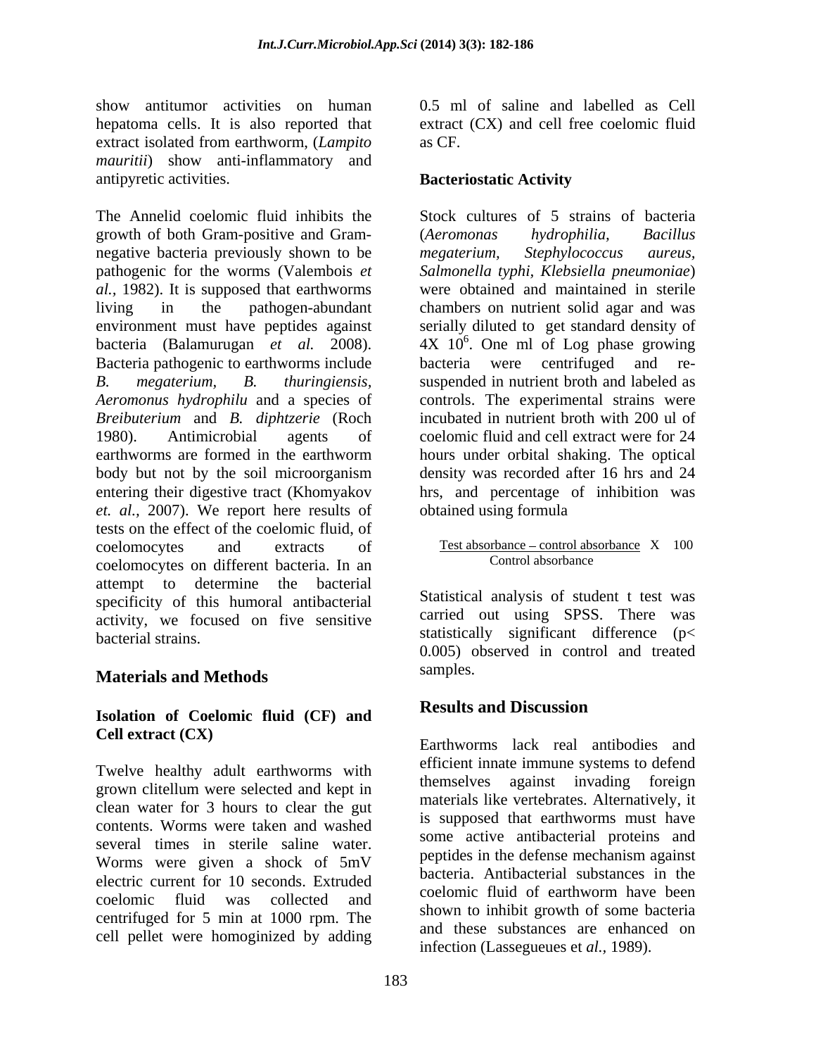show antitumor activities on human hepatoma cells. It is also reported that extract isolated from earthworm, (*Lampito mauritii*) show anti-inflammatory and antipyretic activities.

The Annelid coelomic fluid inhibits the growth of both Gram-positive and Gram-negative bacteria previously shown to be pathogenic for the worms (Valembois *et al.*, 1982). It is supposed that earthworms living in the pathogen-abundant environment must have peptides against bacteria (Balamurugan *et al.* 2008). Bacteria pathogenic to earthworms include *B. megaterium*, *B. thuringiensis*, *Aeromonus hydrophilu* and a species of *Breibuterium* and *B. diphtzerie* (Roch 1980). Antimicrobial agents of earthworms are formed in the earthworm body but not by the soil microorganism entering their digestive tract (Khomyakov *et. al.*, 2007). We report here results of tests on the effect of the coelomic fluid, of coelomocytes and extracts of coelomocytes on different bacteria. In an attempt to determine the bacterial specificity of this humoral antibacterial activity, we focused on five sensitive bacterial strains.

## Materials and Methods

### Isolation of Coelomic fluid (CF) and Cell extract (CX)

Twelve healthy adult earthworms with grown clitellum were selected and kept in clean water for 3 hours to clear the gut contents. Worms were taken and washed several times in sterile saline water. Worms were given a shock of 5mV electric current for 10 seconds. Extruded coelomic fluid was collected and centrifuged for 5 min at 1000 rpm. The cell pellet were homoginized by adding 0.5 ml of saline and labelled as Cell extract (CX) and cell free coelomic fluid as CF.

### Bacteriostatic Activity

Stock cultures of 5 strains of bacteria (*Aeromonas hydrophilia, Bacillus megaterium, Stephylococcus aureus, Salmonella typhi, Klebsiella pneumoniae*) were obtained and maintained in sterile chambers on nutrient solid agar and was serially diluted to get standard density of $4X\ 10^6$. One ml of Log phase growing bacteria were centrifuged and re-suspended in nutrient broth and labeled as controls. The experimental strains were incubated in nutrient broth with 200 ul of coelomic fluid and cell extract were for 24 hours under orbital shaking. The optical density was recorded after 16 hrs and 24 hrs, and percentage of inhibition was obtained using formula

$$\frac{\text{Test absorbance} - \text{control absorbance}}{\text{Control absorbance}} \times 100$$

Statistical analysis of student t test was carried out using SPSS. There was statistically significant difference ($p< 0.005$) observed in control and treated samples.

## Results and Discussion

Earthworms lack real antibodies and efficient innate immune systems to defend themselves against invading foreign materials like vertebrates. Alternatively, it is supposed that earthworms must have some active antibacterial proteins and peptides in the defense mechanism against bacteria. Antibacterial substances in the coelomic fluid of earthworm have been shown to inhibit growth of some bacteria and these substances are enhanced on infection (Lassegueues et *al.*, 1989).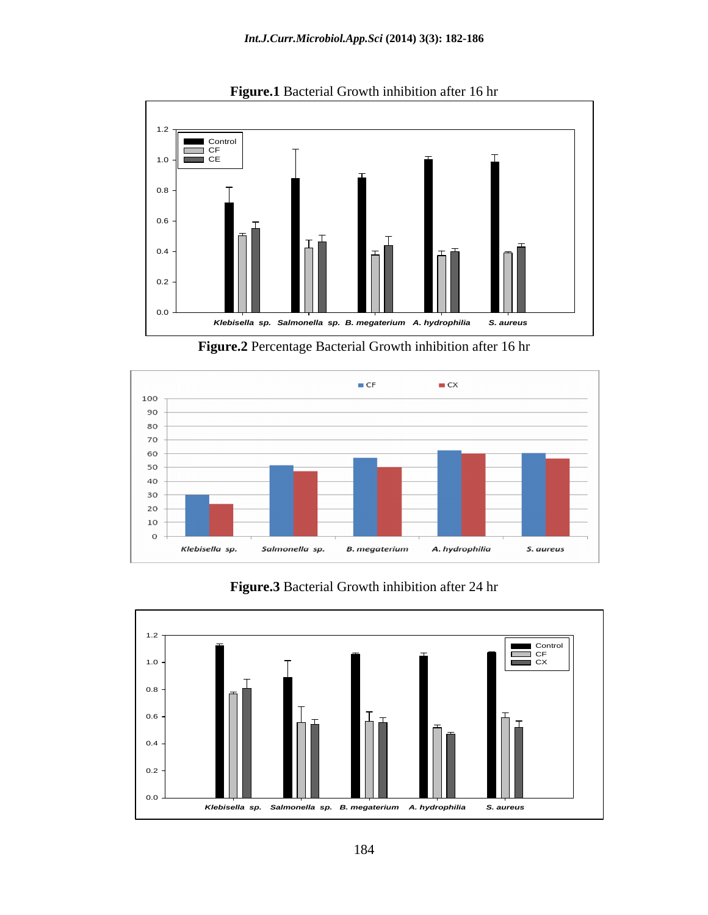**Figure.1** Bacterial Growth inhibition after 16 hr

**Figure.2** Percentage Bacterial Growth inhibition after 16 hr

**Figure.3** Bacterial Growth inhibition after 24 hr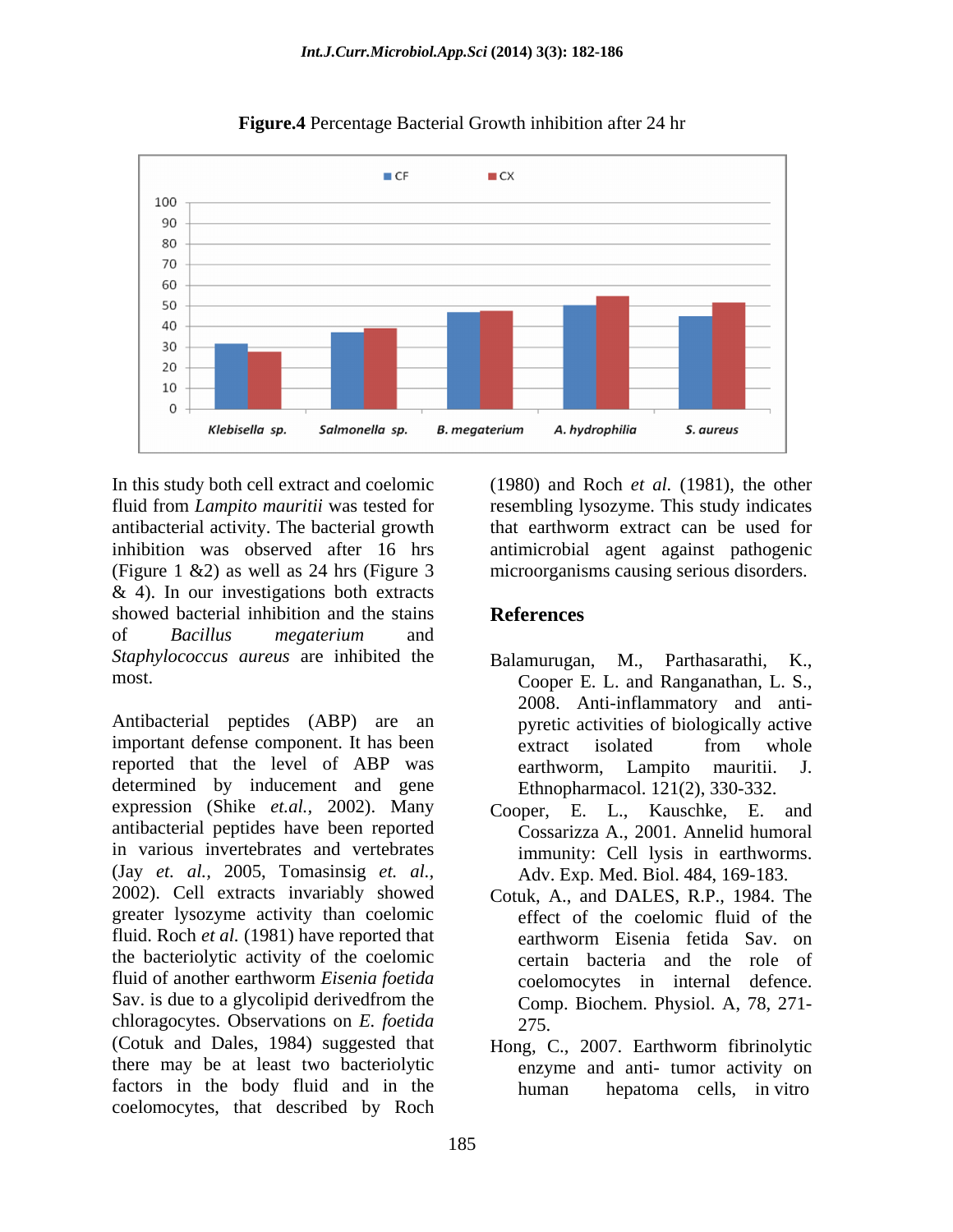**Figure.4** Percentage Bacterial Growth inhibition after 24 hr

In this study both cell extract and coelomic fluid from *Lampito mauritii* was tested for antibacterial activity. The bacterial growth inhibition was observed after 16 hrs (Figure 1 &2) as well as 24 hrs (Figure 3 & 4). In our investigations both extracts showed bacterial inhibition and the stains of *Bacillus megaterium* and *Staphylococcus aureus* are inhibited the most.

Antibacterial peptides (ABP) are an important defense component. It has been reported that the level of ABP was determined by inducement and gene expression (Shike *et.al.,* 2002). Many antibacterial peptides have been reported in various invertebrates and vertebrates (Jay *et. al.,* 2005, Tomasinsig *et. al.,* 2002). Cell extracts invariably showed greater lysozyme activity than coelomic fluid. Roch *et al.* (1981) have reported that the bacteriolytic activity of the coelomic fluid of another earthworm *Eisenia foetida* Sav. is due to a glycolipid derivedfrom the chloragocytes. Observations on *E. foetida* (Cotuk and Dales, 1984) suggested that there may be at least two bacteriolytic factors in the body fluid and in the coelomocytes, that described by Roch (1980) and Roch *et al.* (1981), the other resembling lysozyme. This study indicates that earthworm extract can be used for antimicrobial agent against pathogenic microorganisms causing serious disorders.

## References

Balamurugan, M., Parthasarathi, K., Cooper E. L. and Ranganathan, L. S., 2008. Anti-inflammatory and anti-pyretic activities of biologically active extract isolated from whole earthworm, Lampito mauritii. J. Ethnopharmacol. 121(2), 330-332.

Cooper, E. L., Kauschke, E. and Cossarizza A., 2001. Annelid humoral immunity: Cell lysis in earthworms. Adv. Exp. Med. Biol. 484, 169-183.

Cotuk, A., and DALES, R.P., 1984. The effect of the coelomic fluid of the earthworm Eisenia fetida Sav. on certain bacteria and the role of coelomocytes in internal defence. Comp. Biochem. Physiol. A, 78, 271-275.

Hong, C., 2007. Earthworm fibrinolytic enzyme and anti- tumor activity on human hepatoma cells, in vitro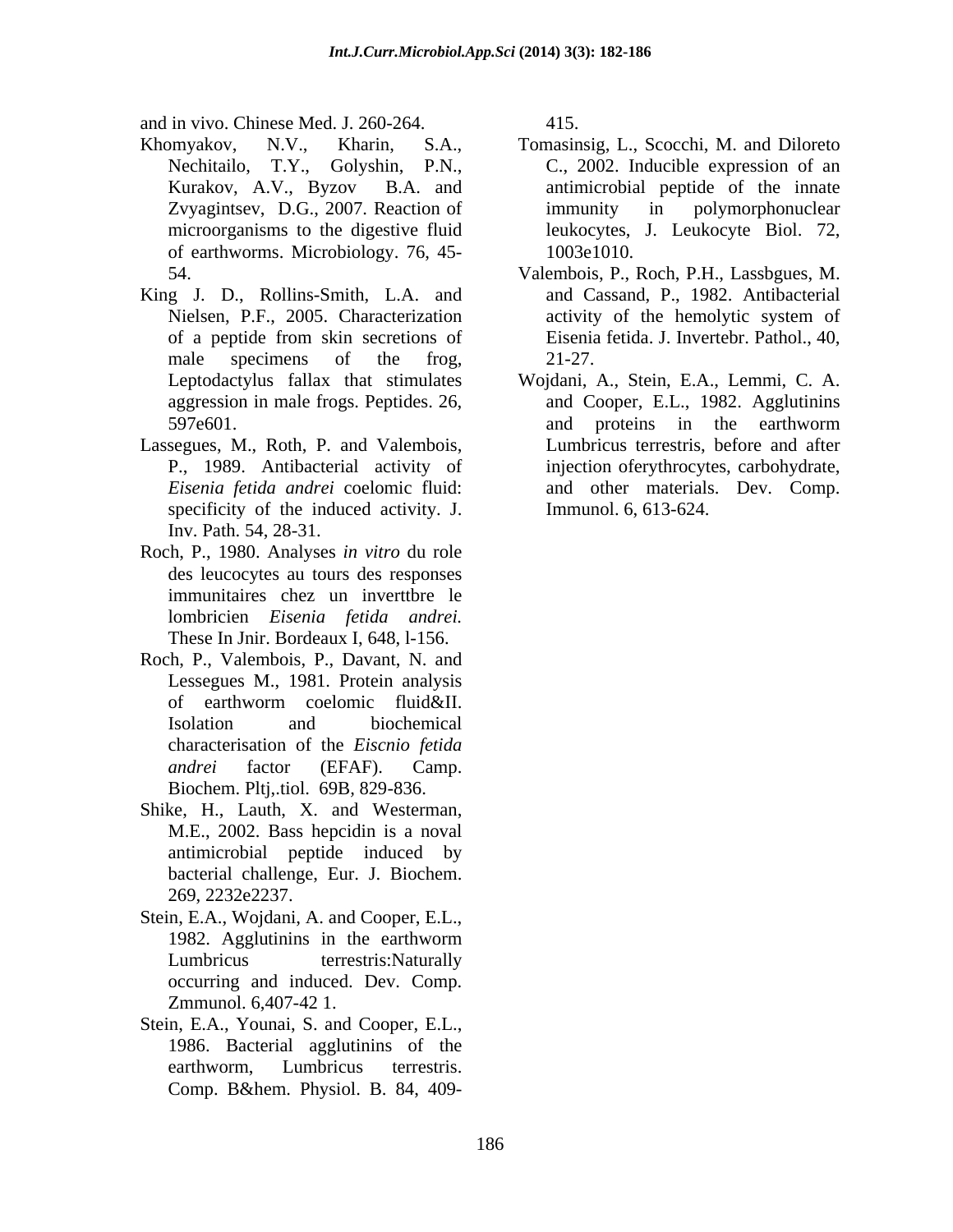and in vivo. Chinese Med. J. 260-264.

Khomyakov, N.V., Kharin, S.A., Nechitailo, T.Y., Golyshin, P.N., Kurakov, A.V., Byzov B.A. and Zvyagintsev, D.G., 2007. Reaction of microorganisms to the digestive fluid of earthworms. Microbiology. 76, 45-54.

King J. D., Rollins-Smith, L.A. and Nielsen, P.F., 2005. Characterization of a peptide from skin secretions of male specimens of the frog, Leptodactylus fallax that stimulates aggression in male frogs. Peptides. 26, 597e601.

Lassegues, M., Roth, P. and Valembois, P., 1989. Antibacterial activity of *Eisenia fetida andrei* coelomic fluid: specificity of the induced activity. J. Inv. Path. 54, 28-31.

Roch, P., 1980. Analyses *in vitro* du role des leucocytes au tours des responses immunitaires chez un inverttbre le lombricien *Eisenia fetida andrei.* These In Jnir. Bordeaux I, 648, l-156.

Roch, P., Valembois, P., Davant, N. and Lessegues M., 1981. Protein analysis of earthworm coelomic fluid&II. Isolation and biochemical characterisation of the *Eiscnio fetida andrei* factor (EFAF). Camp. Biochem. Pltj,.tiol. 69B, 829-836.

Shike, H., Lauth, X. and Westerman, M.E., 2002. Bass hepcidin is a noval antimicrobial peptide induced by bacterial challenge, Eur. J. Biochem. 269, 2232e2237.

Stein, E.A., Wojdani, A. and Cooper, E.L., 1982. Agglutinins in the earthworm Lumbricus terrestris:Naturally occurring and induced. Dev. Comp. Zmmunol. 6,407-42 1.

Stein, E.A., Younai, S. and Cooper, E.L., 1986. Bacterial agglutinins of the earthworm, Lumbricus terrestris. Comp. B&hem. Physiol. B. 84, 409-415.

Tomasinsig, L., Scocchi, M. and Diloreto C., 2002. Inducible expression of an antimicrobial peptide of the innate immunity in polymorphonuclear leukocytes, J. Leukocyte Biol. 72, 1003e1010.

Valembois, P., Roch, P.H., Lassbgues, M. and Cassand, P., 1982. Antibacterial activity of the hemolytic system of Eisenia fetida. J. Invertebr. Pathol., 40, 21-27.

Wojdani, A., Stein, E.A., Lemmi, C. A. and Cooper, E.L., 1982. Agglutinins and proteins in the earthworm Lumbricus terrestris, before and after injection oferythrocytes, carbohydrate, and other materials. Dev. Comp. Immunol. 6, 613-624.